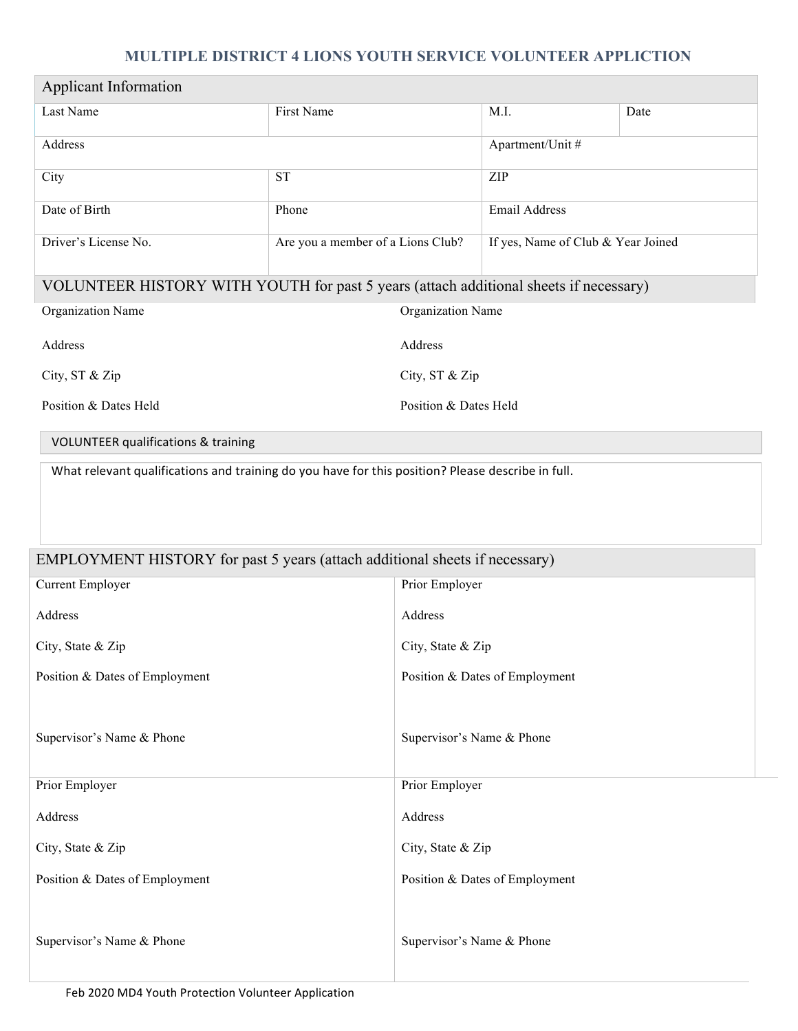# MULTIPLE DISTRICT 4 LIONS YOUTH SERVICE VOLUNTEER APPLICTION

## Applicant Information

| Last Name | First Name | M.I. | Date |
|---|---|---|---|
| Address | | Apartment/Unit # | |
| City | ST | ZIP | |
| Date of Birth | Phone | Email Address | |
| Driver's License No. | Are you a member of a Lions Club? | If yes, Name of Club & Year Joined | |

## VOLUNTEER HISTORY WITH YOUTH for past 5 years (attach additional sheets if necessary)

| | |
|---|---|
| Organization Name | Organization Name |
| Address | Address |
| City, ST & Zip | City, ST & Zip |
| Position & Dates Held | Position & Dates Held |

## VOLUNTEER qualifications & training

What relevant qualifications and training do you have for this position? Please describe in full.

## EMPLOYMENT HISTORY for past 5 years (attach additional sheets if necessary)

| | |
|---|---|
| Current Employer | Prior Employer |
| Address | Address |
| City, State & Zip | City, State & Zip |
| Position & Dates of Employment | Position & Dates of Employment |
| Supervisor's Name & Phone | Supervisor's Name & Phone |
| Prior Employer | Prior Employer |
| Address | Address |
| City, State & Zip | City, State & Zip |
| Position & Dates of Employment | Position & Dates of Employment |
| Supervisor's Name & Phone | Supervisor's Name & Phone |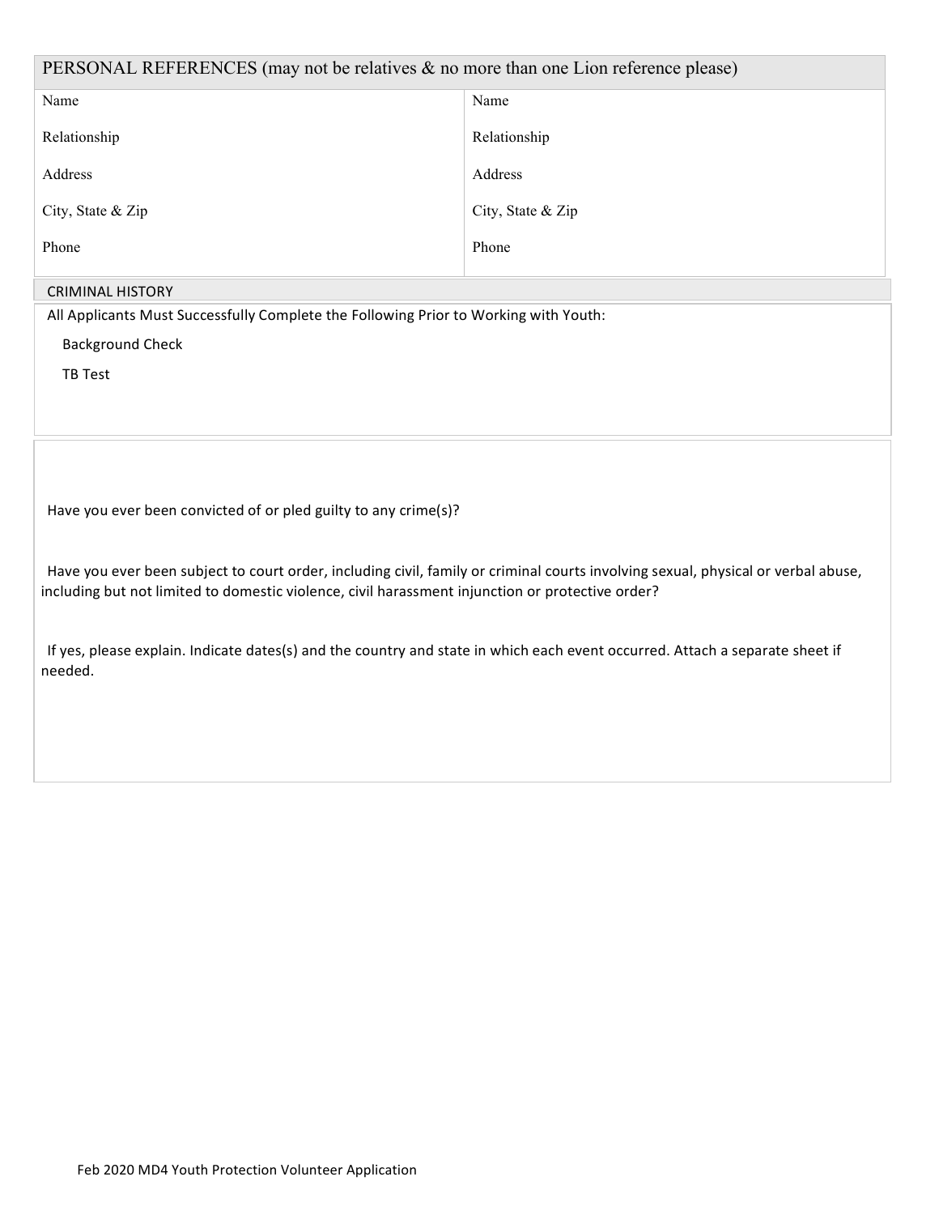## PERSONAL REFERENCES (may not be relatives & no more than one Lion reference please)

| | |
|---|---|
| Name | Name |
| Relationship | Relationship |
| Address | Address |
| City, State & Zip | City, State & Zip |
| Phone | Phone |

## CRIMINAL HISTORY

All Applicants Must Successfully Complete the Following Prior to Working with Youth:

Background Check

TB Test

Have you ever been convicted of or pled guilty to any crime(s)?

Have you ever been subject to court order, including civil, family or criminal courts involving sexual, physical or verbal abuse, including but not limited to domestic violence, civil harassment injunction or protective order?

If yes, please explain. Indicate dates(s) and the country and state in which each event occurred. Attach a separate sheet if needed.

Feb 2020 MD4 Youth Protection Volunteer Application